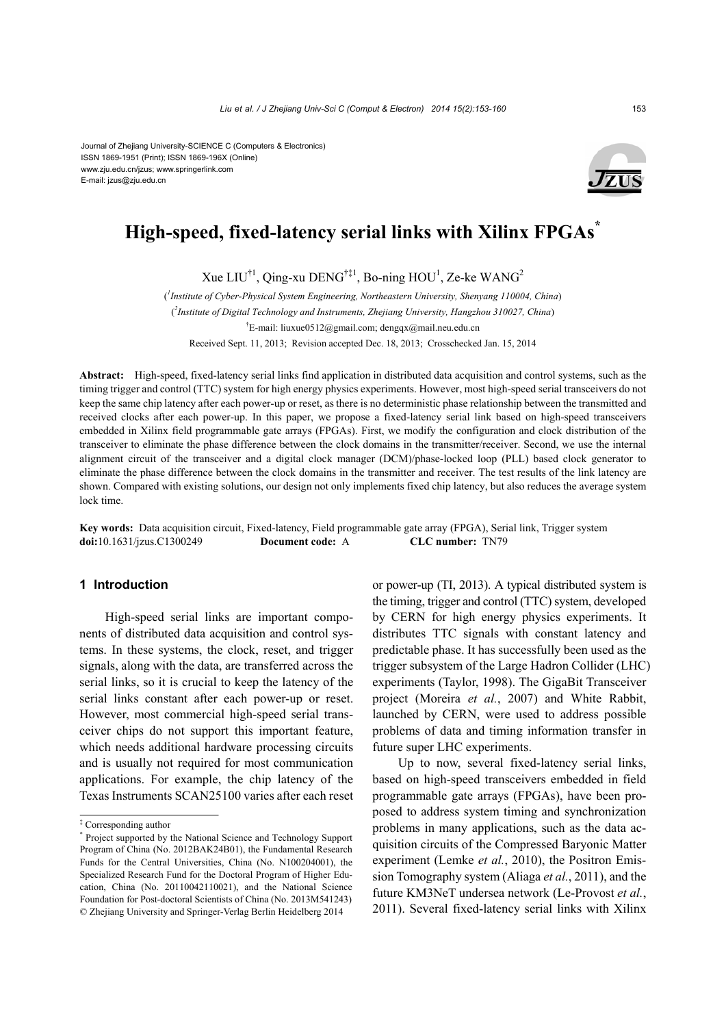Journal of Zhejiang University-SCIENCE C (Computers & Electronics)
ISSN 1869-1951 (Print); ISSN 1869-196X (Online)
www.zju.edu.cn/jzus; www.springerlink.com
E-mail: jzus@zju.edu.cn

# High-speed, fixed-latency serial links with Xilinx FPGAs*

Xue LIU[†1], Qing-xu DENG[†‡1], Bo-ning HOU[1], Ze-ke WANG[2]

([1]*Institute of Cyber-Physical System Engineering, Northeastern University, Shenyang 110004, China*)

([2]*Institute of Digital Technology and Instruments, Zhejiang University, Hangzhou 310027, China*)

[†]E-mail: liuxue0512@gmail.com; dengqx@mail.neu.edu.cn

Received Sept. 11, 2013; Revision accepted Dec. 18, 2013; Crosschecked Jan. 15, 2014

**Abstract:** High-speed, fixed-latency serial links find application in distributed data acquisition and control systems, such as the timing trigger and control (TTC) system for high energy physics experiments. However, most high-speed serial transceivers do not keep the same chip latency after each power-up or reset, as there is no deterministic phase relationship between the transmitted and received clocks after each power-up. In this paper, we propose a fixed-latency serial link based on high-speed transceivers embedded in Xilinx field programmable gate arrays (FPGAs). First, we modify the configuration and clock distribution of the transceiver to eliminate the phase difference between the clock domains in the transmitter/receiver. Second, we use the internal alignment circuit of the transceiver and a digital clock manager (DCM)/phase-locked loop (PLL) based clock generator to eliminate the phase difference between the clock domains in the transmitter and receiver. The test results of the link latency are shown. Compared with existing solutions, our design not only implements fixed chip latency, but also reduces the average system lock time.

**Key words:** Data acquisition circuit, Fixed-latency, Field programmable gate array (FPGA), Serial link, Trigger system
**doi:**10.1631/jzus.C1300249 **Document code:** A **CLC number:** TN79

## 1 Introduction

High-speed serial links are important components of distributed data acquisition and control systems. In these systems, the clock, reset, and trigger signals, along with the data, are transferred across the serial links, so it is crucial to keep the latency of the serial links constant after each power-up or reset. However, most commercial high-speed serial transceiver chips do not support this important feature, which needs additional hardware processing circuits and is usually not required for most communication applications. For example, the chip latency of the Texas Instruments SCAN25100 varies after each reset or power-up (TI, 2013). A typical distributed system is the timing, trigger and control (TTC) system, developed by CERN for high energy physics experiments. It distributes TTC signals with constant latency and predictable phase. It has successfully been used as the trigger subsystem of the Large Hadron Collider (LHC) experiments (Taylor, 1998). The GigaBit Transceiver project (Moreira *et al.*, 2007) and White Rabbit, launched by CERN, were used to address possible problems of data and timing information transfer in future super LHC experiments.

Up to now, several fixed-latency serial links, based on high-speed transceivers embedded in field programmable gate arrays (FPGAs), have been proposed to address system timing and synchronization problems in many applications, such as the data acquisition circuits of the Compressed Baryonic Matter experiment (Lemke *et al.*, 2010), the Positron Emission Tomography system (Aliaga *et al.*, 2011), and the future KM3NeT undersea network (Le-Provost *et al.*, 2011). Several fixed-latency serial links with Xilinx

‡ Corresponding author

\* Project supported by the National Science and Technology Support Program of China (No. 2012BAK24B01), the Fundamental Research Funds for the Central Universities, China (No. N100204001), the Specialized Research Fund for the Doctoral Program of Higher Education, China (No. 20110042110021), and the National Science Foundation for Post-doctoral Scientists of China (No. 2013M541243)
© Zhejiang University and Springer-Verlag Berlin Heidelberg 2014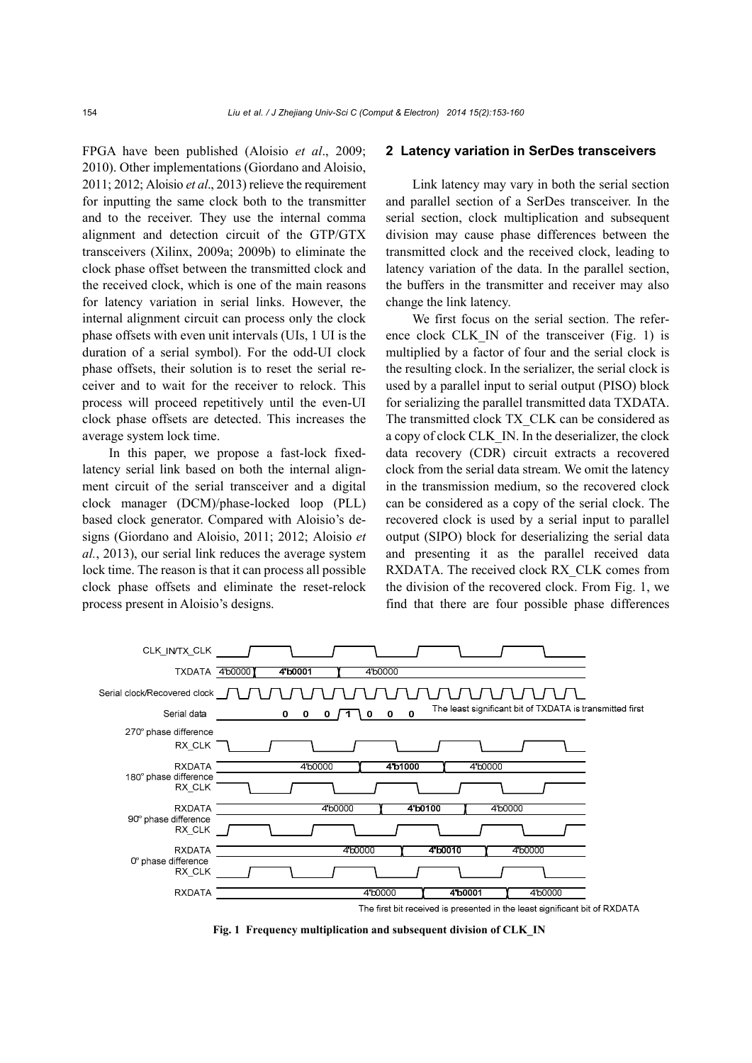FPGA have been published (Aloisio *et al*., 2009; 2010). Other implementations (Giordano and Aloisio, 2011; 2012; Aloisio *et al*., 2013) relieve the requirement for inputting the same clock both to the transmitter and to the receiver. They use the internal comma alignment and detection circuit of the GTP/GTX transceivers (Xilinx, 2009a; 2009b) to eliminate the clock phase offset between the transmitted clock and the received clock, which is one of the main reasons for latency variation in serial links. However, the internal alignment circuit can process only the clock phase offsets with even unit intervals (UIs, 1 UI is the duration of a serial symbol). For the odd-UI clock phase offsets, their solution is to reset the serial receiver and to wait for the receiver to relock. This process will proceed repetitively until the even-UI clock phase offsets are detected. This increases the average system lock time.

In this paper, we propose a fast-lock fixed-latency serial link based on both the internal alignment circuit of the serial transceiver and a digital clock manager (DCM)/phase-locked loop (PLL) based clock generator. Compared with Aloisio's designs (Giordano and Aloisio, 2011; 2012; Aloisio *et al.*, 2013), our serial link reduces the average system lock time. The reason is that it can process all possible clock phase offsets and eliminate the reset-relock process present in Aloisio's designs.

## 2 Latency variation in SerDes transceivers

Link latency may vary in both the serial section and parallel section of a SerDes transceiver. In the serial section, clock multiplication and subsequent division may cause phase differences between the transmitted clock and the received clock, leading to latency variation of the data. In the parallel section, the buffers in the transmitter and receiver may also change the link latency.

We first focus on the serial section. The reference clock CLK_IN of the transceiver (Fig. 1) is multiplied by a factor of four and the serial clock is the resulting clock. In the serializer, the serial clock is used by a parallel input to serial output (PISO) block for serializing the parallel transmitted data TXDATA. The transmitted clock TX_CLK can be considered as a copy of clock CLK_IN. In the deserializer, the clock data recovery (CDR) circuit extracts a recovered clock from the serial data stream. We omit the latency in the transmission medium, so the recovered clock can be considered as a copy of the serial clock. The recovered clock is used by a serial input to parallel output (SIPO) block for deserializing the serial data and presenting it as the parallel received data RXDATA. The received clock RX_CLK comes from the division of the recovered clock. From Fig. 1, we find that there are four possible phase differences

**Fig. 1 Frequency multiplication and subsequent division of CLK_IN**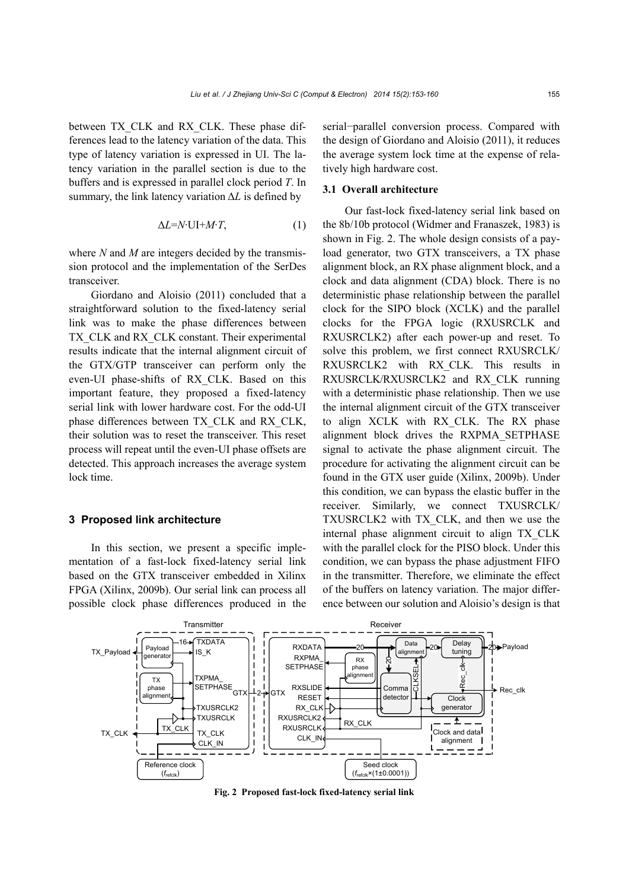between TX_CLK and RX_CLK. These phase differences lead to the latency variation of the data. This type of latency variation is expressed in UI. The latency variation in the parallel section is due to the buffers and is expressed in parallel clock period $T$. In summary, the link latency variation $\Delta L$ is defined by

$$\Delta L = N\cdot\text{UI} + M\cdot T, \tag{1}$$

where $N$ and $M$ are integers decided by the transmission protocol and the implementation of the SerDes transceiver.

Giordano and Aloisio (2011) concluded that a straightforward solution to the fixed-latency serial link was to make the phase differences between TX_CLK and RX_CLK constant. Their experimental results indicate that the internal alignment circuit of the GTX/GTP transceiver can perform only the even-UI phase-shifts of RX_CLK. Based on this important feature, they proposed a fixed-latency serial link with lower hardware cost. For the odd-UI phase differences between TX_CLK and RX_CLK, their solution was to reset the transceiver. This reset process will repeat until the even-UI phase offsets are detected. This approach increases the average system lock time.

## 3 Proposed link architecture

In this section, we present a specific implementation of a fast-lock fixed-latency serial link based on the GTX transceiver embedded in Xilinx FPGA (Xilinx, 2009b). Our serial link can process all possible clock phase differences produced in the serial−parallel conversion process. Compared with the design of Giordano and Aloisio (2011), it reduces the average system lock time at the expense of relatively high hardware cost.

### 3.1 Overall architecture

Our fast-lock fixed-latency serial link based on the 8b/10b protocol (Widmer and Franaszek, 1983) is shown in Fig. 2. The whole design consists of a payload generator, two GTX transceivers, a TX phase alignment block, an RX phase alignment block, and a clock and data alignment (CDA) block. There is no deterministic phase relationship between the parallel clock for the SIPO block (XCLK) and the parallel clocks for the FPGA logic (RXUSRCLK and RXUSRCLK2) after each power-up and reset. To solve this problem, we first connect RXUSRCLK/RXUSRCLK2 with RX_CLK. This results in RXUSRCLK/RXUSRCLK2 and RX_CLK running with a deterministic phase relationship. Then we use the internal alignment circuit of the GTX transceiver to align XCLK with RX_CLK. The RX phase alignment block drives the RXPMA_SETPHASE signal to activate the phase alignment circuit. The procedure for activating the alignment circuit can be found in the GTX user guide (Xilinx, 2009b). Under this condition, we can bypass the elastic buffer in the receiver. Similarly, we connect TXUSRCLK/TXUSRCLK2 with TX_CLK, and then we use the internal phase alignment circuit to align TX_CLK with the parallel clock for the PISO block. Under this condition, we can bypass the phase adjustment FIFO in the transmitter. Therefore, we eliminate the effect of the buffers on latency variation. The major difference between our solution and Aloisio's design is that

**Fig. 2 Proposed fast-lock fixed-latency serial link**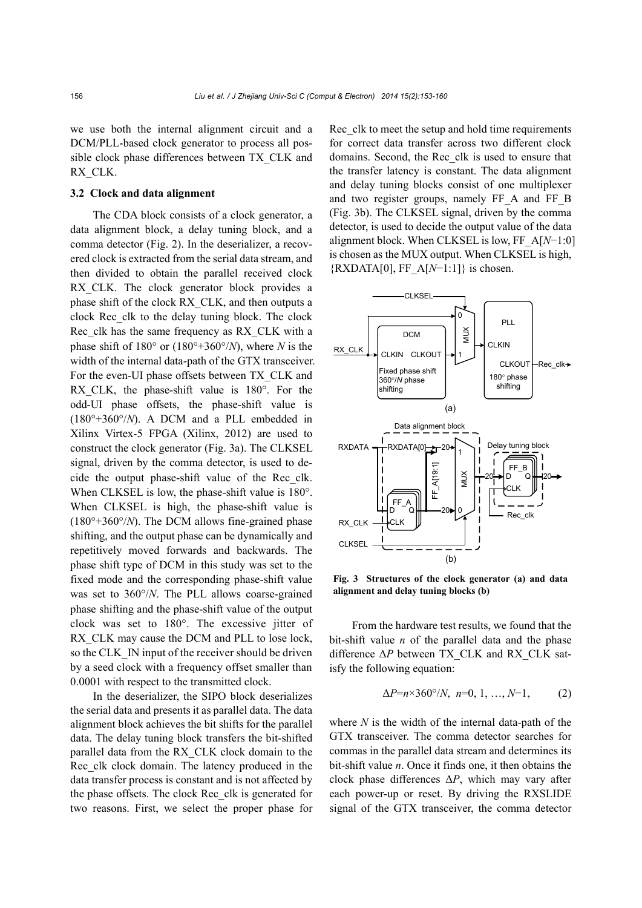we use both the internal alignment circuit and a DCM/PLL-based clock generator to process all possible clock phase differences between TX_CLK and RX_CLK.

### 3.2 Clock and data alignment

The CDA block consists of a clock generator, a data alignment block, a delay tuning block, and a comma detector (Fig. 2). In the deserializer, a recovered clock is extracted from the serial data stream, and then divided to obtain the parallel received clock RX_CLK. The clock generator block provides a phase shift of the clock RX_CLK, and then outputs a clock Rec_clk to the delay tuning block. The clock Rec_clk has the same frequency as RX_CLK with a phase shift of 180° or (180°+360°/$N$), where $N$ is the width of the internal data-path of the GTX transceiver. For the even-UI phase offsets between TX_CLK and RX_CLK, the phase-shift value is 180°. For the odd-UI phase offsets, the phase-shift value is (180°+360°/$N$). A DCM and a PLL embedded in Xilinx Virtex-5 FPGA (Xilinx, 2012) are used to construct the clock generator (Fig. 3a). The CLKSEL signal, driven by the comma detector, is used to decide the output phase-shift value of the Rec_clk. When CLKSEL is low, the phase-shift value is 180°. When CLKSEL is high, the phase-shift value is (180°+360°/$N$). The DCM allows fine-grained phase shifting, and the output phase can be dynamically and repetitively moved forwards and backwards. The phase shift type of DCM in this study was set to the fixed mode and the corresponding phase-shift value was set to 360°/$N$. The PLL allows coarse-grained phase shifting and the phase-shift value of the output clock was set to 180°. The excessive jitter of RX_CLK may cause the DCM and PLL to lose lock, so the CLK_IN input of the receiver should be driven by a seed clock with a frequency offset smaller than 0.0001 with respect to the transmitted clock.

In the deserializer, the SIPO block deserializes the serial data and presents it as parallel data. The data alignment block achieves the bit shifts for the parallel data. The delay tuning block transfers the bit-shifted parallel data from the RX_CLK clock domain to the Rec_clk clock domain. The latency produced in the data transfer process is constant and is not affected by the phase offsets. The clock Rec_clk is generated for two reasons. First, we select the proper phase for Rec_clk to meet the setup and hold time requirements for correct data transfer across two different clock domains. Second, the Rec_clk is used to ensure that the transfer latency is constant. The data alignment and delay tuning blocks consist of one multiplexer and two register groups, namely FF_A and FF_B (Fig. 3b). The CLKSEL signal, driven by the comma detector, is used to decide the output value of the data alignment block. When CLKSEL is low, FF_A[$N$−1:0] is chosen as the MUX output. When CLKSEL is high, {RXDATA[0], FF_A[$N$−1:1]} is chosen.

**Fig. 3 Structures of the clock generator (a) and data alignment and delay tuning blocks (b)**

From the hardware test results, we found that the bit-shift value $n$ of the parallel data and the phase difference $\Delta P$ between TX_CLK and RX_CLK satisfy the following equation:

$$\Delta P = n \times 360°/N, \quad n=0, 1, \ldots, N-1, \tag{2}$$

where $N$ is the width of the internal data-path of the GTX transceiver. The comma detector searches for commas in the parallel data stream and determines its bit-shift value $n$. Once it finds one, it then obtains the clock phase differences $\Delta P$, which may vary after each power-up or reset. By driving the RXSLIDE signal of the GTX transceiver, the comma detector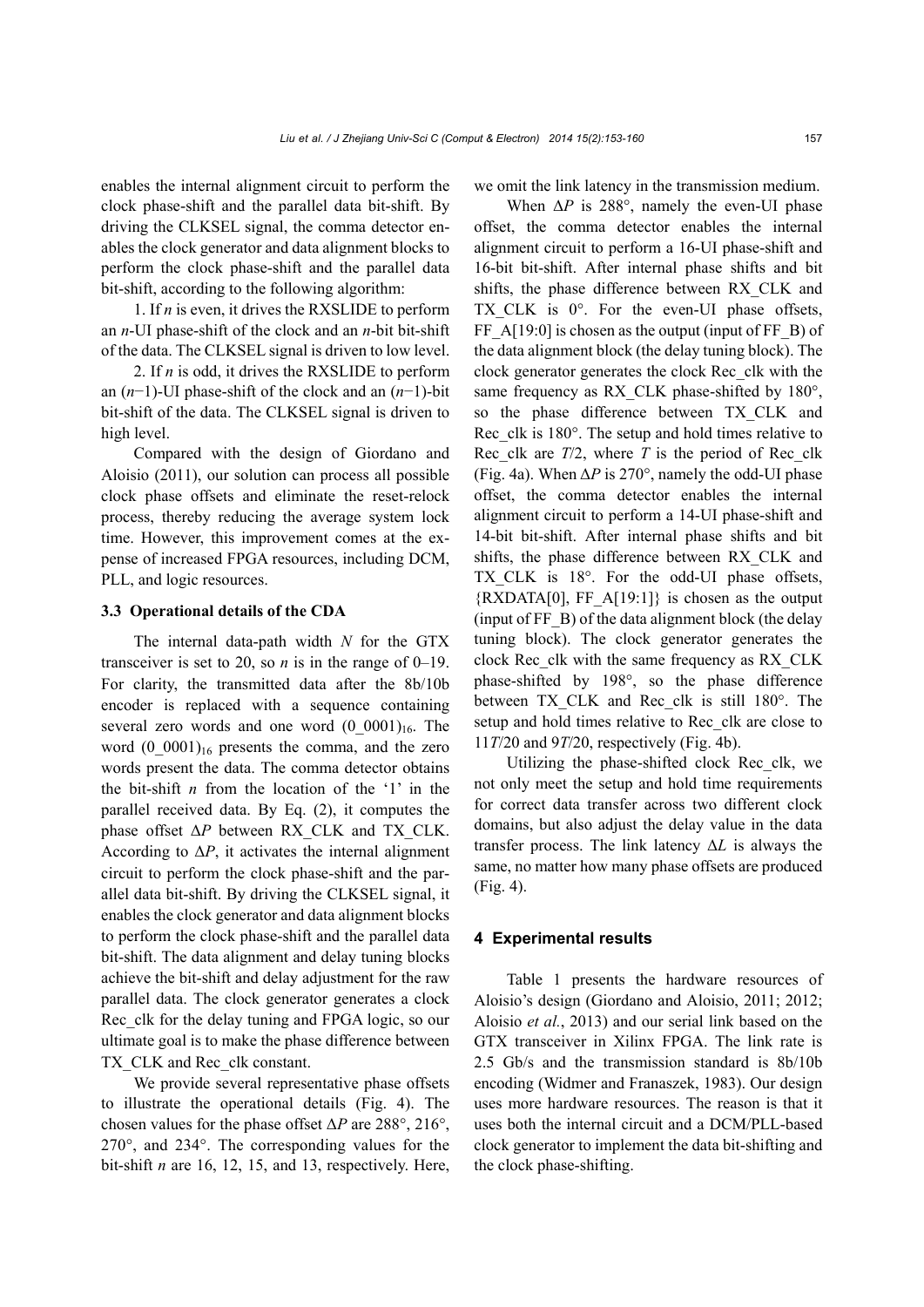enables the internal alignment circuit to perform the clock phase-shift and the parallel data bit-shift. By driving the CLKSEL signal, the comma detector enables the clock generator and data alignment blocks to perform the clock phase-shift and the parallel data bit-shift, according to the following algorithm:

1. If $n$ is even, it drives the RXSLIDE to perform an $n$-UI phase-shift of the clock and an $n$-bit bit-shift of the data. The CLKSEL signal is driven to low level.

2. If $n$ is odd, it drives the RXSLIDE to perform an $(n-1)$-UI phase-shift of the clock and an $(n-1)$-bit bit-shift of the data. The CLKSEL signal is driven to high level.

Compared with the design of Giordano and Aloisio (2011), our solution can process all possible clock phase offsets and eliminate the reset-relock process, thereby reducing the average system lock time. However, this improvement comes at the expense of increased FPGA resources, including DCM, PLL, and logic resources.

### 3.3 Operational details of the CDA

The internal data-path width $N$ for the GTX transceiver is set to 20, so $n$ is in the range of 0–19. For clarity, the transmitted data after the 8b/10b encoder is replaced with a sequence containing several zero words and one word $(0\_0001)_{16}$. The word $(0\_0001)_{16}$ presents the comma, and the zero words present the data. The comma detector obtains the bit-shift $n$ from the location of the '1' in the parallel received data. By Eq. (2), it computes the phase offset $\Delta P$ between RX_CLK and TX_CLK. According to $\Delta P$, it activates the internal alignment circuit to perform the clock phase-shift and the parallel data bit-shift. By driving the CLKSEL signal, it enables the clock generator and data alignment blocks to perform the clock phase-shift and the parallel data bit-shift. The data alignment and delay tuning blocks achieve the bit-shift and delay adjustment for the raw parallel data. The clock generator generates a clock Rec_clk for the delay tuning and FPGA logic, so our ultimate goal is to make the phase difference between TX_CLK and Rec_clk constant.

We provide several representative phase offsets to illustrate the operational details (Fig. 4). The chosen values for the phase offset $\Delta P$ are 288°, 216°, 270°, and 234°. The corresponding values for the bit-shift $n$ are 16, 12, 15, and 13, respectively. Here, we omit the link latency in the transmission medium.

When $\Delta P$ is 288°, namely the even-UI phase offset, the comma detector enables the internal alignment circuit to perform a 16-UI phase-shift and 16-bit bit-shift. After internal phase shifts and bit shifts, the phase difference between RX_CLK and TX_CLK is 0°. For the even-UI phase offsets, FF_A[19:0] is chosen as the output (input of FF_B) of the data alignment block (the delay tuning block). The clock generator generates the clock Rec_clk with the same frequency as RX_CLK phase-shifted by 180°, so the phase difference between TX_CLK and Rec_clk is 180°. The setup and hold times relative to Rec_clk are $T/2$, where $T$ is the period of Rec_clk (Fig. 4a). When $\Delta P$ is 270°, namely the odd-UI phase offset, the comma detector enables the internal alignment circuit to perform a 14-UI phase-shift and 14-bit bit-shift. After internal phase shifts and bit shifts, the phase difference between RX_CLK and TX_CLK is 18°. For the odd-UI phase offsets, {RXDATA[0], FF_A[19:1]} is chosen as the output (input of FF_B) of the data alignment block (the delay tuning block). The clock generator generates the clock Rec_clk with the same frequency as RX_CLK phase-shifted by 198°, so the phase difference between TX_CLK and Rec_clk is still 180°. The setup and hold times relative to Rec_clk are close to $11T/20$ and $9T/20$, respectively (Fig. 4b).

Utilizing the phase-shifted clock Rec_clk, we not only meet the setup and hold time requirements for correct data transfer across two different clock domains, but also adjust the delay value in the data transfer process. The link latency $\Delta L$ is always the same, no matter how many phase offsets are produced (Fig. 4).

## 4 Experimental results

Table 1 presents the hardware resources of Aloisio's design (Giordano and Aloisio, 2011; 2012; Aloisio *et al.*, 2013) and our serial link based on the GTX transceiver in Xilinx FPGA. The link rate is 2.5 Gb/s and the transmission standard is 8b/10b encoding (Widmer and Franaszek, 1983). Our design uses more hardware resources. The reason is that it uses both the internal circuit and a DCM/PLL-based clock generator to implement the data bit-shifting and the clock phase-shifting.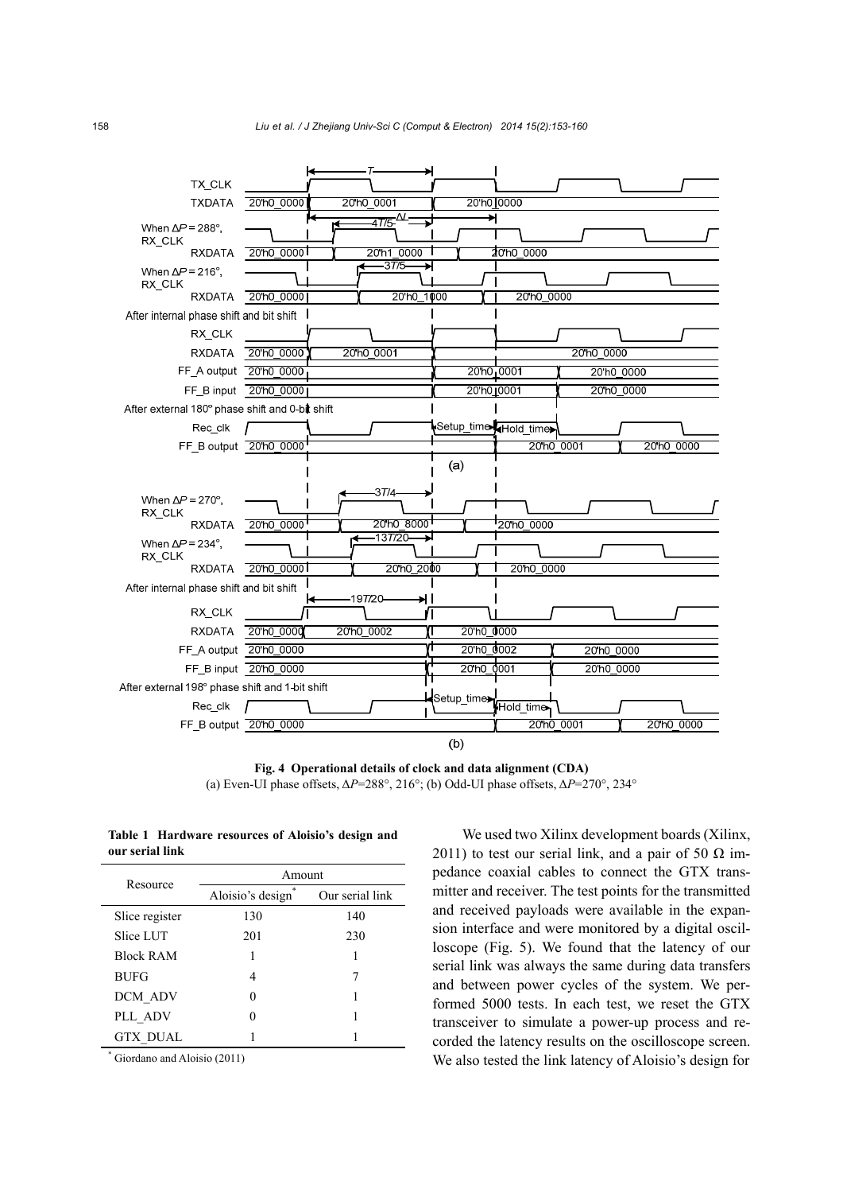**Fig. 4 Operational details of clock and data alignment (CDA)**
(a) Even-UI phase offsets, $\Delta P$=288°, 216°; (b) Odd-UI phase offsets, $\Delta P$=270°, 234°

**Table 1 Hardware resources of Aloisio's design and our serial link**

| Resource | Amount | |
|---|---|---|
| | Aloisio's design* | Our serial link |
| Slice register | 130 | 140 |
| Slice LUT | 201 | 230 |
| Block RAM | 1 | 1 |
| BUFG | 4 | 7 |
| DCM_ADV | 0 | 1 |
| PLL_ADV | 0 | 1 |
| GTX_DUAL | 1 | 1 |

\* Giordano and Aloisio (2011)

We used two Xilinx development boards (Xilinx, 2011) to test our serial link, and a pair of 50 Ω impedance coaxial cables to connect the GTX transmitter and receiver. The test points for the transmitted and received payloads were available in the expansion interface and were monitored by a digital oscilloscope (Fig. 5). We found that the latency of our serial link was always the same during data transfers and between power cycles of the system. We performed 5000 tests. In each test, we reset the GTX transceiver to simulate a power-up process and recorded the latency results on the oscilloscope screen. We also tested the link latency of Aloisio's design for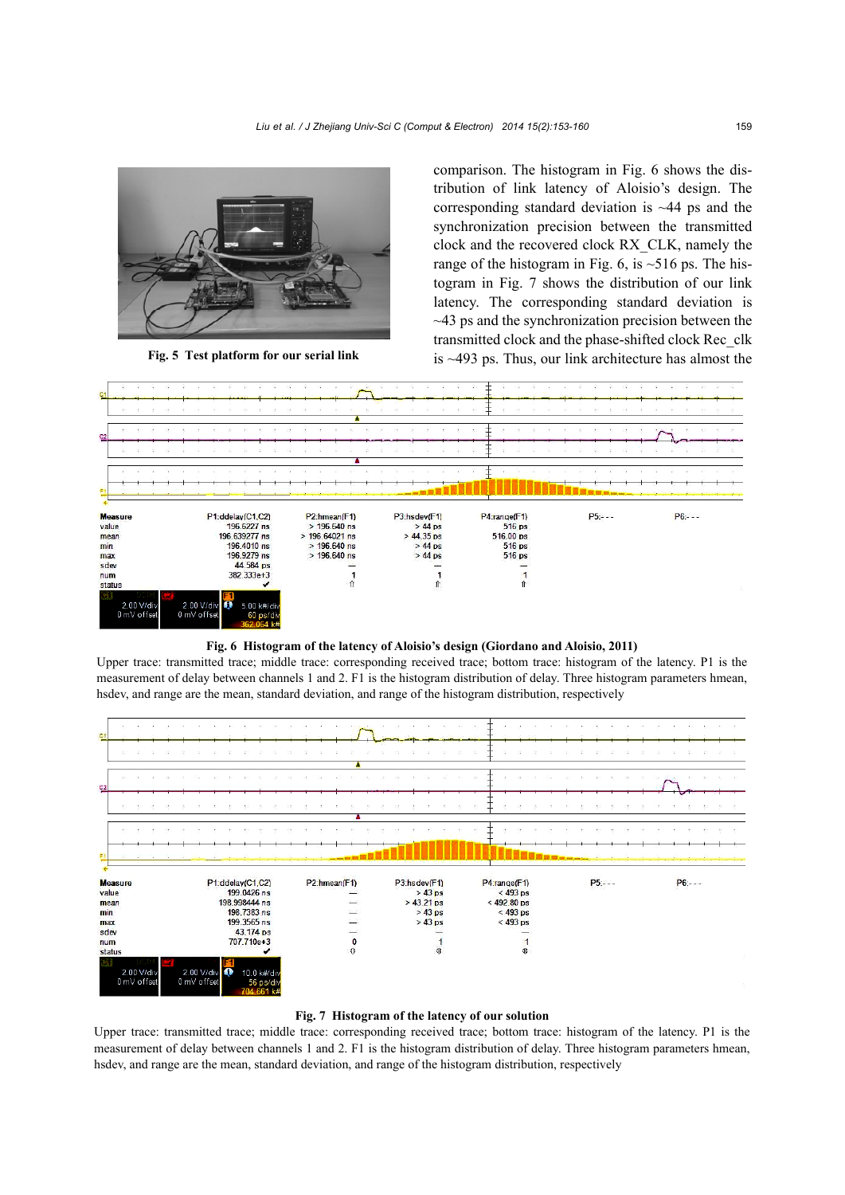Fig. 5 Test platform for our serial link

comparison. The histogram in Fig. 6 shows the distribution of link latency of Aloisio's design. The corresponding standard deviation is ~44 ps and the synchronization precision between the transmitted clock and the recovered clock RX_CLK, namely the range of the histogram in Fig. 6, is ~516 ps. The histogram in Fig. 7 shows the distribution of our link latency. The corresponding standard deviation is ~43 ps and the synchronization precision between the transmitted clock and the phase-shifted clock Rec_clk is ~493 ps. Thus, our link architecture has almost the

| Measure | P1:ddelay(C1,C2) | P2:hmean(F1) | P3:hsdev(F1) | P4:range(F1) | P5:--- | P6:--- |
|---|---|---|---|---|---|---|
| value | 196.6227 ns | > 196.640 ns | > 44 ps | 516 ps | | |
| mean | 196.639277 ns | > 196.64021 ns | > 44.35 ps | 516.00 ps | | |
| min | 196.4010 ns | > 196.640 ns | > 44 ps | 516 ps | | |
| max | 196.9279 ns | > 196.640 ns | > 44 ps | 516 ps | | |
| sdev | 44.584 ps | — | — | — | | |
| num | 382.333e+3 | 1 | 1 | 1 | | |
| status | ✔ | ⇑ | ⇑ | ⇑ | | |

Fig. 6 Histogram of the latency of Aloisio's design (Giordano and Aloisio, 2011)

Upper trace: transmitted trace; middle trace: corresponding received trace; bottom trace: histogram of the latency. P1 is the measurement of delay between channels 1 and 2. F1 is the histogram distribution of delay. Three histogram parameters hmean, hsdev, and range are the mean, standard deviation, and range of the histogram distribution, respectively

| Measure | P1:ddelay(C1,C2) | P2:hmean(F1) | P3:hsdev(F1) | P4:range(F1) | P5:--- | P6:--- |
|---|---|---|---|---|---|---|
| value | 199.0426 ns | — | > 43 ps | < 493 ps | | |
| mean | 198.998444 ns | — | > 43.21 ps | < 492.80 ps | | |
| min | 198.7383 ns | — | > 43 ps | < 493 ps | | |
| max | 199.3565 ns | — | > 43 ps | < 493 ps | | |
| sdev | 43.174 ps | — | — | — | | |
| num | 707.710e+3 | 0 | 1 | 1 | | |
| status | ✔ | ⇕ | ⇕ | ⇕ | | |

Fig. 7 Histogram of the latency of our solution

Upper trace: transmitted trace; middle trace: corresponding received trace; bottom trace: histogram of the latency. P1 is the measurement of delay between channels 1 and 2. F1 is the histogram distribution of delay. Three histogram parameters hmean, hsdev, and range are the mean, standard deviation, and range of the histogram distribution, respectively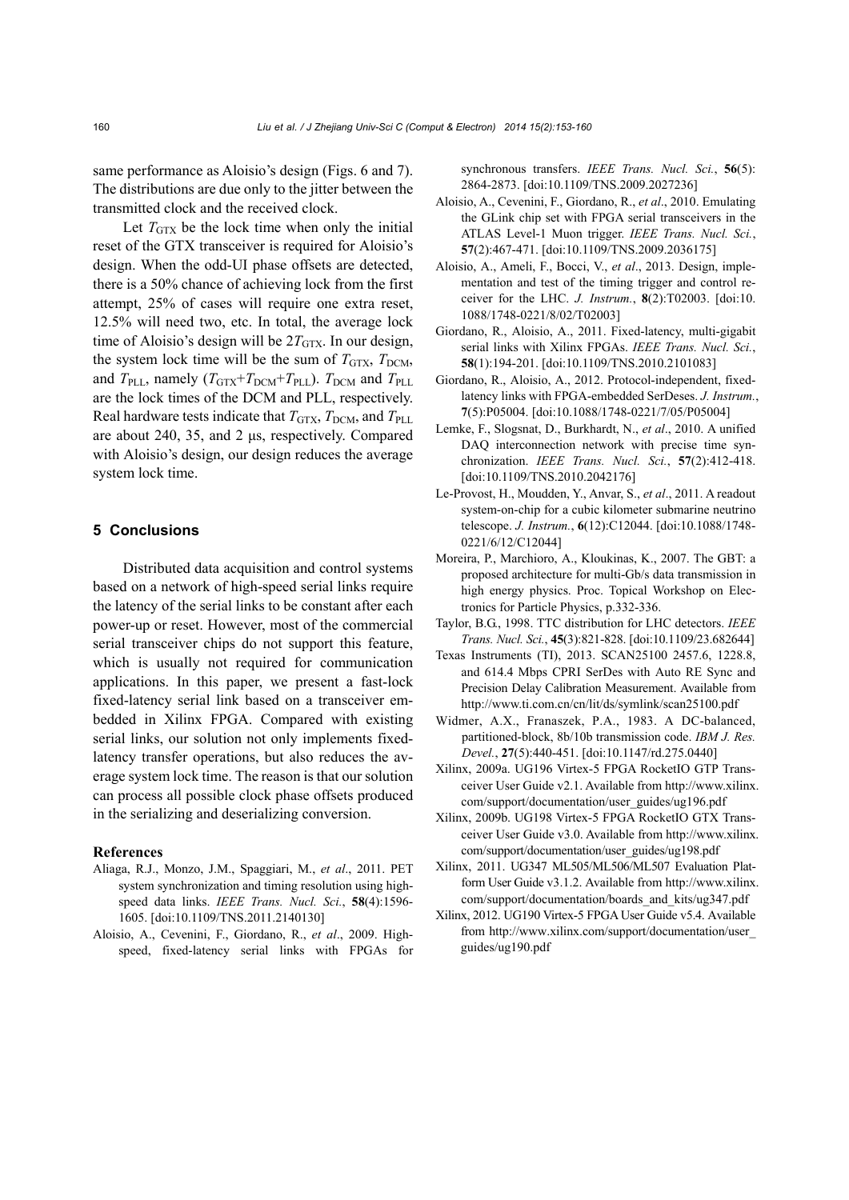same performance as Aloisio's design (Figs. 6 and 7). The distributions are due only to the jitter between the transmitted clock and the received clock.

Let $T_{GTX}$ be the lock time when only the initial reset of the GTX transceiver is required for Aloisio's design. When the odd-UI phase offsets are detected, there is a 50% chance of achieving lock from the first attempt, 25% of cases will require one extra reset, 12.5% will need two, etc. In total, the average lock time of Aloisio's design will be $2T_{GTX}$. In our design, the system lock time will be the sum of $T_{GTX}$, $T_{DCM}$, and $T_{PLL}$, namely ($T_{GTX}$+$T_{DCM}$+$T_{PLL}$). $T_{DCM}$ and $T_{PLL}$ are the lock times of the DCM and PLL, respectively. Real hardware tests indicate that $T_{GTX}$, $T_{DCM}$, and $T_{PLL}$ are about 240, 35, and 2 μs, respectively. Compared with Aloisio's design, our design reduces the average system lock time.

## 5 Conclusions

Distributed data acquisition and control systems based on a network of high-speed serial links require the latency of the serial links to be constant after each power-up or reset. However, most of the commercial serial transceiver chips do not support this feature, which is usually not required for communication applications. In this paper, we present a fast-lock fixed-latency serial link based on a transceiver embedded in Xilinx FPGA. Compared with existing serial links, our solution not only implements fixed-latency transfer operations, but also reduces the average system lock time. The reason is that our solution can process all possible clock phase offsets produced in the serializing and deserializing conversion.

### References

Aliaga, R.J., Monzo, J.M., Spaggiari, M., *et al*., 2011. PET system synchronization and timing resolution using high-speed data links. *IEEE Trans. Nucl. Sci.*, **58**(4):1596-1605. [doi:10.1109/TNS.2011.2140130]

Aloisio, A., Cevenini, F., Giordano, R., *et al*., 2009. High-speed, fixed-latency serial links with FPGAs for synchronous transfers. *IEEE Trans. Nucl. Sci.*, **56**(5): 2864-2873. [doi:10.1109/TNS.2009.2027236]

Aloisio, A., Cevenini, F., Giordano, R., *et al*., 2010. Emulating the GLink chip set with FPGA serial transceivers in the ATLAS Level-1 Muon trigger. *IEEE Trans. Nucl. Sci.*, **57**(2):467-471. [doi:10.1109/TNS.2009.2036175]

Aloisio, A., Ameli, F., Bocci, V., *et al*., 2013. Design, implementation and test of the timing trigger and control receiver for the LHC. *J. Instrum.*, **8**(2):T02003. [doi:10.1088/1748-0221/8/02/T02003]

Giordano, R., Aloisio, A., 2011. Fixed-latency, multi-gigabit serial links with Xilinx FPGAs. *IEEE Trans. Nucl. Sci.*, **58**(1):194-201. [doi:10.1109/TNS.2010.2101083]

Giordano, R., Aloisio, A., 2012. Protocol-independent, fixed-latency links with FPGA-embedded SerDeses. *J. Instrum.*, **7**(5):P05004. [doi:10.1088/1748-0221/7/05/P05004]

Lemke, F., Slogsnat, D., Burkhardt, N., *et al*., 2010. A unified DAQ interconnection network with precise time synchronization. *IEEE Trans. Nucl. Sci.*, **57**(2):412-418. [doi:10.1109/TNS.2010.2042176]

Le-Provost, H., Moudden, Y., Anvar, S., *et al*., 2011. A readout system-on-chip for a cubic kilometer submarine neutrino telescope. *J. Instrum.*, **6**(12):C12044. [doi:10.1088/1748-0221/6/12/C12044]

Moreira, P., Marchioro, A., Kloukinas, K., 2007. The GBT: a proposed architecture for multi-Gb/s data transmission in high energy physics. Proc. Topical Workshop on Electronics for Particle Physics, p.332-336.

Taylor, B.G., 1998. TTC distribution for LHC detectors. *IEEE Trans. Nucl. Sci.*, **45**(3):821-828. [doi:10.1109/23.682644]

Texas Instruments (TI), 2013. SCAN25100 2457.6, 1228.8, and 614.4 Mbps CPRI SerDes with Auto RE Sync and Precision Delay Calibration Measurement. Available from http://www.ti.com.cn/cn/lit/ds/symlink/scan25100.pdf

Widmer, A.X., Franaszek, P.A., 1983. A DC-balanced, partitioned-block, 8b/10b transmission code. *IBM J. Res. Devel.*, **27**(5):440-451. [doi:10.1147/rd.275.0440]

Xilinx, 2009a. UG196 Virtex-5 FPGA RocketIO GTP Transceiver User Guide v2.1. Available from http://www.xilinx.com/support/documentation/user_guides/ug196.pdf

Xilinx, 2009b. UG198 Virtex-5 FPGA RocketIO GTX Transceiver User Guide v3.0. Available from http://www.xilinx.com/support/documentation/user_guides/ug198.pdf

Xilinx, 2011. UG347 ML505/ML506/ML507 Evaluation Platform User Guide v3.1.2. Available from http://www.xilinx.com/support/documentation/boards_and_kits/ug347.pdf

Xilinx, 2012. UG190 Virtex-5 FPGA User Guide v5.4. Available from http://www.xilinx.com/support/documentation/user_guides/ug190.pdf